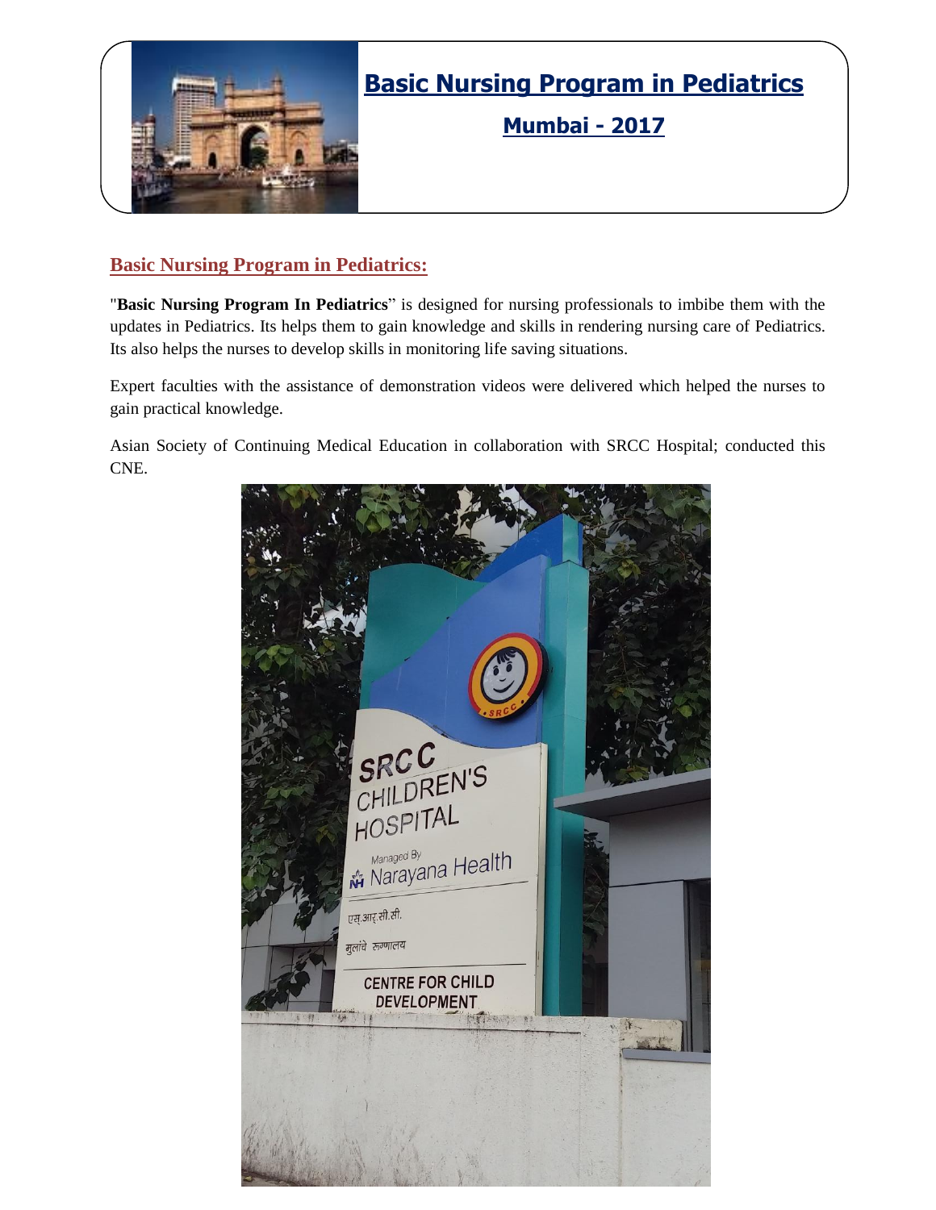# Basic Nursing Program in Pediatrics

## Mumbai - 2017

### Basic Nursing Program in Pediatrics:

"**Basic Nursing Program In Pediatrics**" is designed for nursing professionals to imbibe them with the updates in Pediatrics. Its helps them to gain knowledge and skills in rendering nursing care of Pediatrics. Its also helps the nurses to develop skills in monitoring life saving situations.

Expert faculties with the assistance of demonstration videos were delivered which helped the nurses to gain practical knowledge.

Asian Society of Continuing Medical Education in collaboration with SRCC Hospital; conducted this CNE.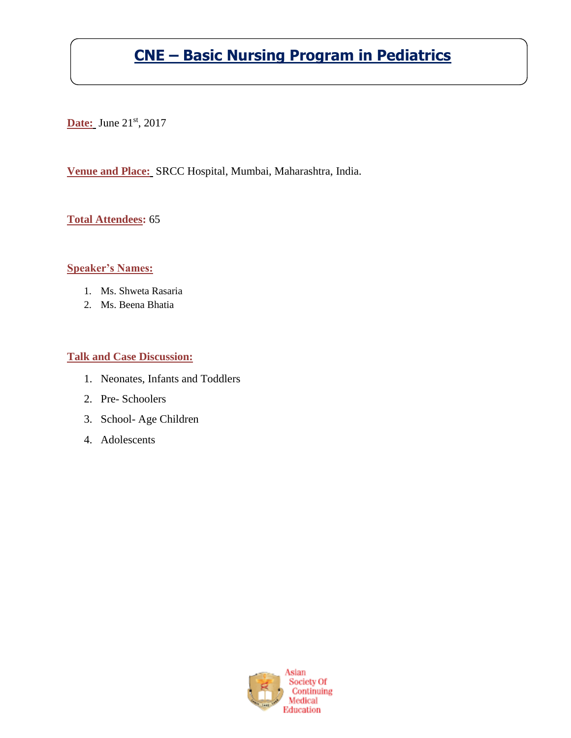# CNE – Basic Nursing Program in Pediatrics

**Date:** June 21st, 2017

**Venue and Place:** SRCC Hospital, Mumbai, Maharashtra, India.

**Total Attendees:** 65

**Speaker's Names:**

1. Ms. Shweta Rasaria
2. Ms. Beena Bhatia

**Talk and Case Discussion:**

1. Neonates, Infants and Toddlers
2. Pre- Schoolers
3. School- Age Children
4. Adolescents

Asian Society Of Continuing Medical Education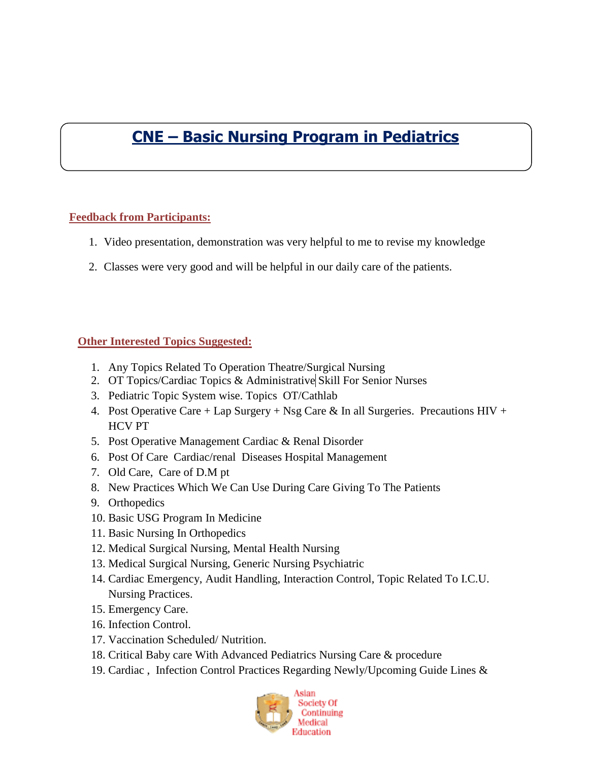# CNE – Basic Nursing Program in Pediatrics

## Feedback from Participants:

1. Video presentation, demonstration was very helpful to me to revise my knowledge
2. Classes were very good and will be helpful in our daily care of the patients.

## Other Interested Topics Suggested:

1. Any Topics Related To Operation Theatre/Surgical Nursing
2. OT Topics/Cardiac Topics & Administrative Skill For Senior Nurses
3. Pediatric Topic System wise. Topics OT/Cathlab
4. Post Operative Care + Lap Surgery + Nsg Care & In all Surgeries. Precautions HIV + HCV PT
5. Post Operative Management Cardiac & Renal Disorder
6. Post Of Care Cardiac/renal Diseases Hospital Management
7. Old Care, Care of D.M pt
8. New Practices Which We Can Use During Care Giving To The Patients
9. Orthopedics
10. Basic USG Program In Medicine
11. Basic Nursing In Orthopedics
12. Medical Surgical Nursing, Mental Health Nursing
13. Medical Surgical Nursing, Generic Nursing Psychiatric
14. Cardiac Emergency, Audit Handling, Interaction Control, Topic Related To I.C.U. Nursing Practices.
15. Emergency Care.
16. Infection Control.
17. Vaccination Scheduled/ Nutrition.
18. Critical Baby care With Advanced Pediatrics Nursing Care & procedure
19. Cardiac , Infection Control Practices Regarding Newly/Upcoming Guide Lines &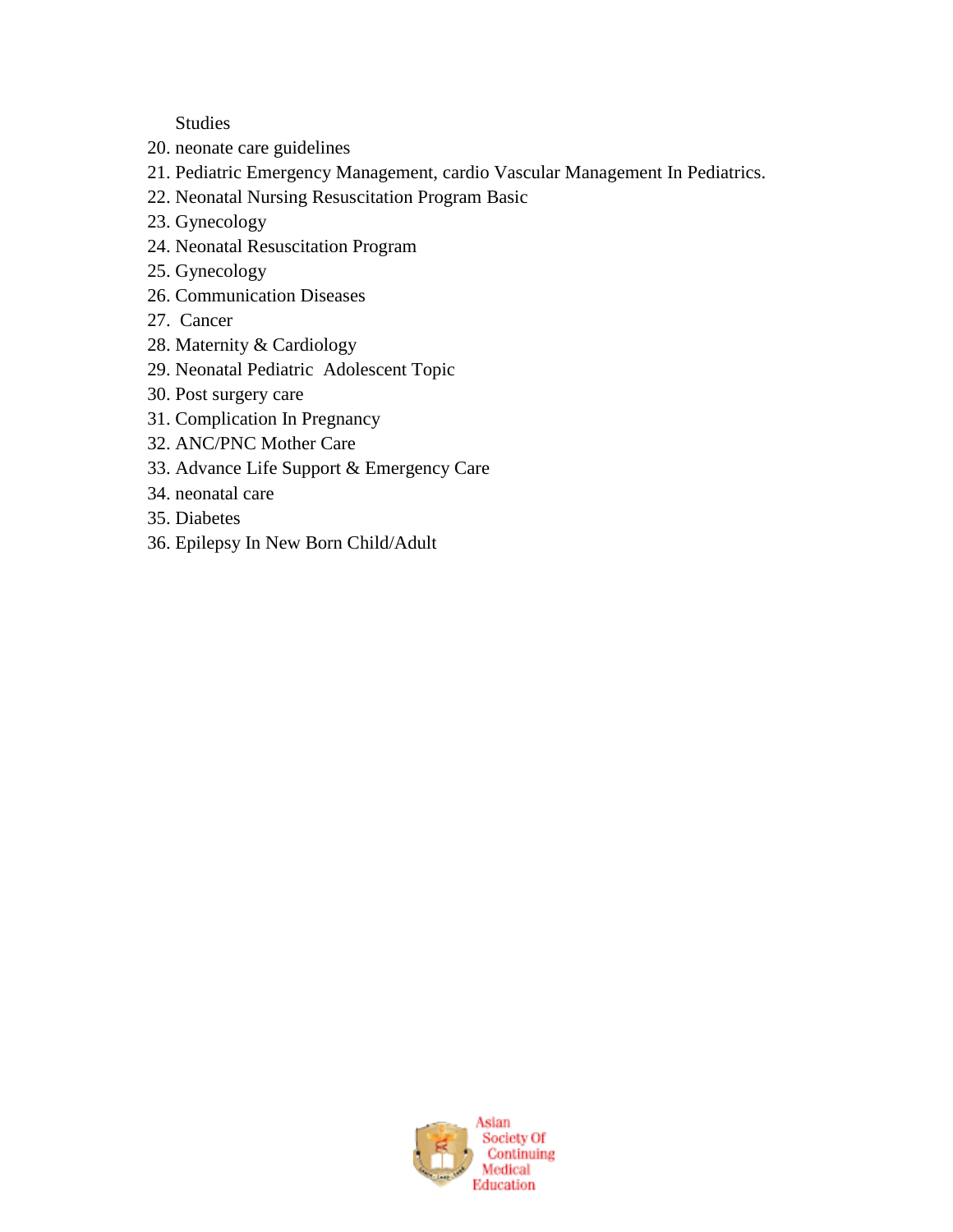Studies

20. neonate care guidelines
21. Pediatric Emergency Management, cardio Vascular Management In Pediatrics.
22. Neonatal Nursing Resuscitation Program Basic
23. Gynecology
24. Neonatal Resuscitation Program
25. Gynecology
26. Communication Diseases
27. Cancer
28. Maternity & Cardiology
29. Neonatal Pediatric Adolescent Topic
30. Post surgery care
31. Complication In Pregnancy
32. ANC/PNC Mother Care
33. Advance Life Support & Emergency Care
34. neonatal care
35. Diabetes
36. Epilepsy In New Born Child/Adult

Asian Society Of Continuing Medical Education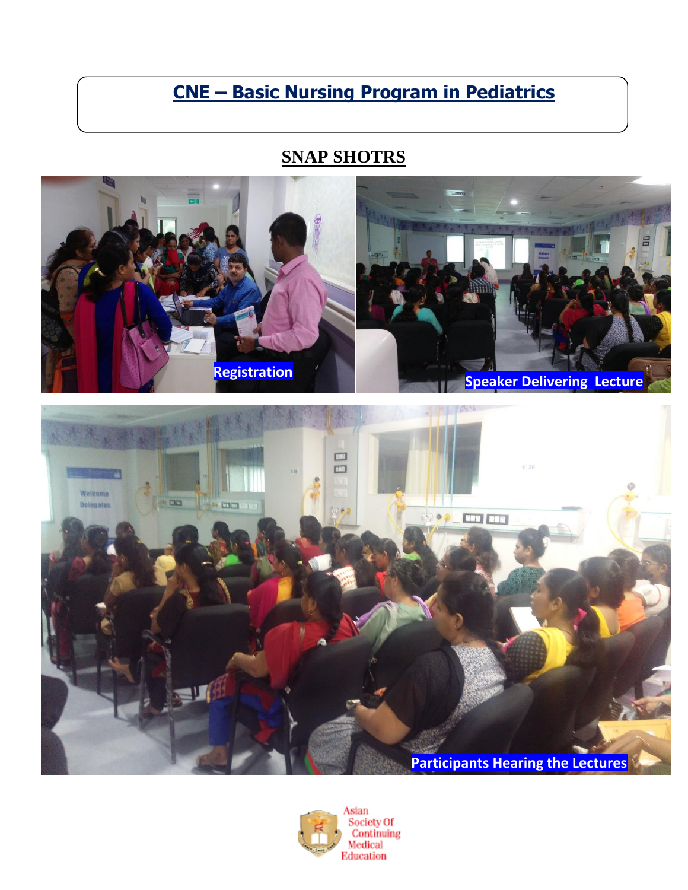## CNE – Basic Nursing Program in Pediatrics

### SNAP SHOTRS

Registration

Speaker Delivering Lecture

Participants Hearing the Lectures

Asian Society Of Continuing Medical Education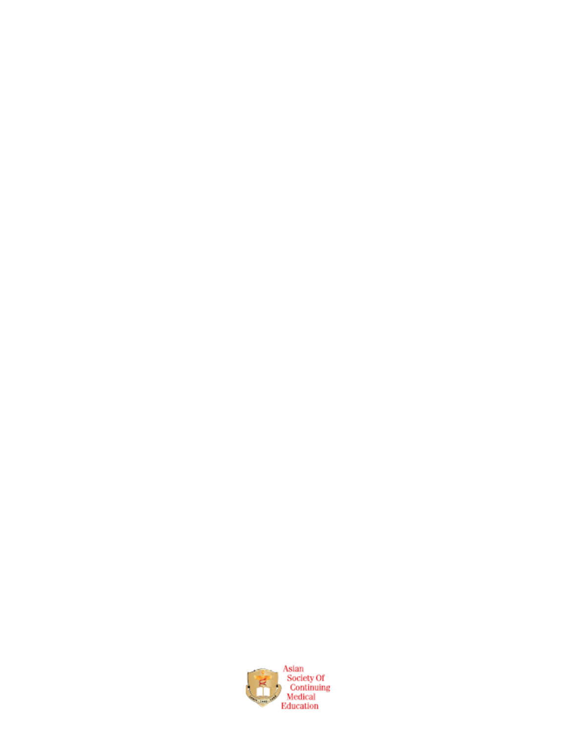Asian Society Of Continuing Medical Education